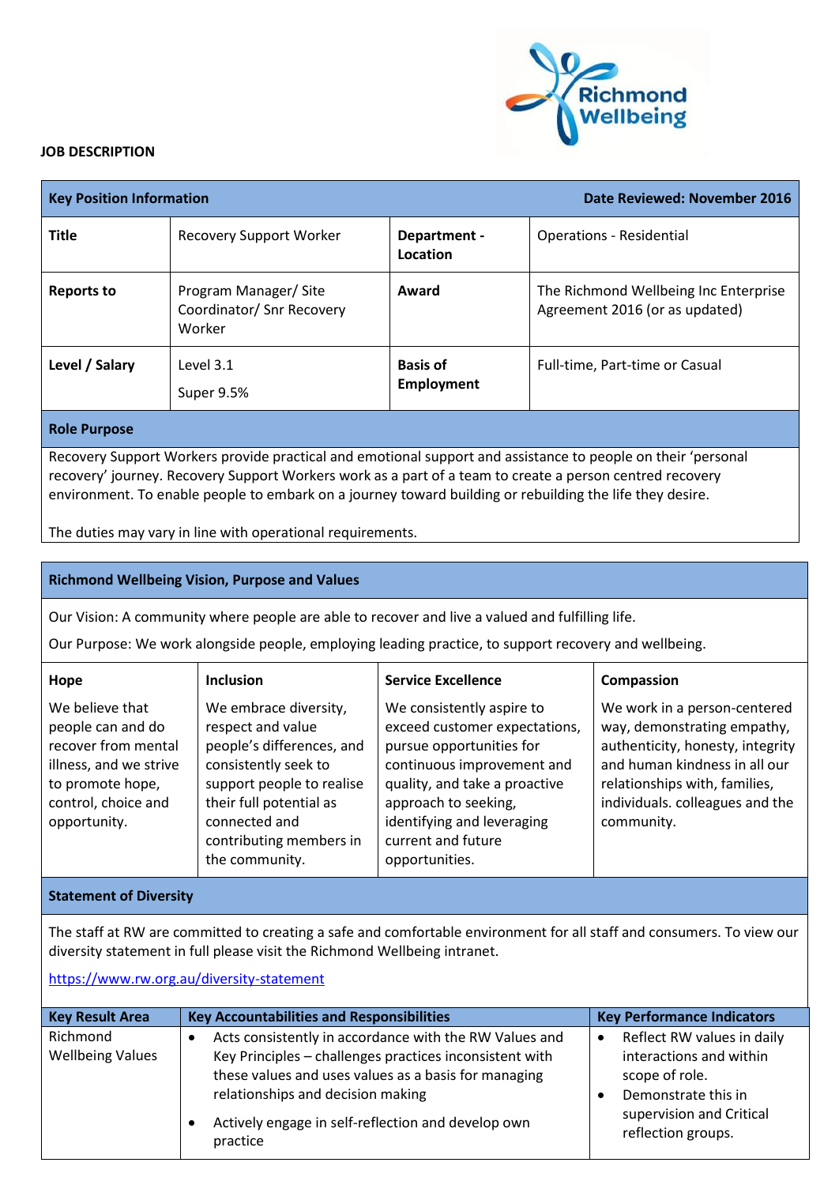**JOB DESCRIPTION**

| Key Position Information | | | Date Reviewed: November 2016 |
|---|---|---|---|
| **Title** | Recovery Support Worker | **Department - Location** | Operations - Residential |
| **Reports to** | Program Manager/ Site Coordinator/ Snr Recovery Worker | **Award** | The Richmond Wellbeing Inc Enterprise Agreement 2016 (or as updated) |
| **Level / Salary** | Level 3.1<br>Super 9.5% | **Basis of Employment** | Full-time, Part-time or Casual |

### Role Purpose

Recovery Support Workers provide practical and emotional support and assistance to people on their 'personal recovery' journey. Recovery Support Workers work as a part of a team to create a person centred recovery environment. To enable people to embark on a journey toward building or rebuilding the life they desire.

The duties may vary in line with operational requirements.

### Richmond Wellbeing Vision, Purpose and Values

Our Vision: A community where people are able to recover and live a valued and fulfilling life.

Our Purpose: We work alongside people, employing leading practice, to support recovery and wellbeing.

| Hope | Inclusion | Service Excellence | Compassion |
|---|---|---|---|
| We believe that people can and do recover from mental illness, and we strive to promote hope, control, choice and opportunity. | We embrace diversity, respect and value people's differences, and consistently seek to support people to realise their full potential as connected and contributing members in the community. | We consistently aspire to exceed customer expectations, pursue opportunities for continuous improvement and quality, and take a proactive approach to seeking, identifying and leveraging current and future opportunities. | We work in a person-centered way, demonstrating empathy, authenticity, honesty, integrity and human kindness in all our relationships with, families, individuals. colleagues and the community. |

### Statement of Diversity

The staff at RW are committed to creating a safe and comfortable environment for all staff and consumers. To view our diversity statement in full please visit the Richmond Wellbeing intranet.

https://www.rw.org.au/diversity-statement

| Key Result Area | Key Accountabilities and Responsibilities | Key Performance Indicators |
|---|---|---|
| Richmond Wellbeing Values | • Acts consistently in accordance with the RW Values and Key Principles – challenges practices inconsistent with these values and uses values as a basis for managing relationships and decision making<br>• Actively engage in self-reflection and develop own practice | • Reflect RW values in daily interactions and within scope of role.<br>• Demonstrate this in supervision and Critical reflection groups. |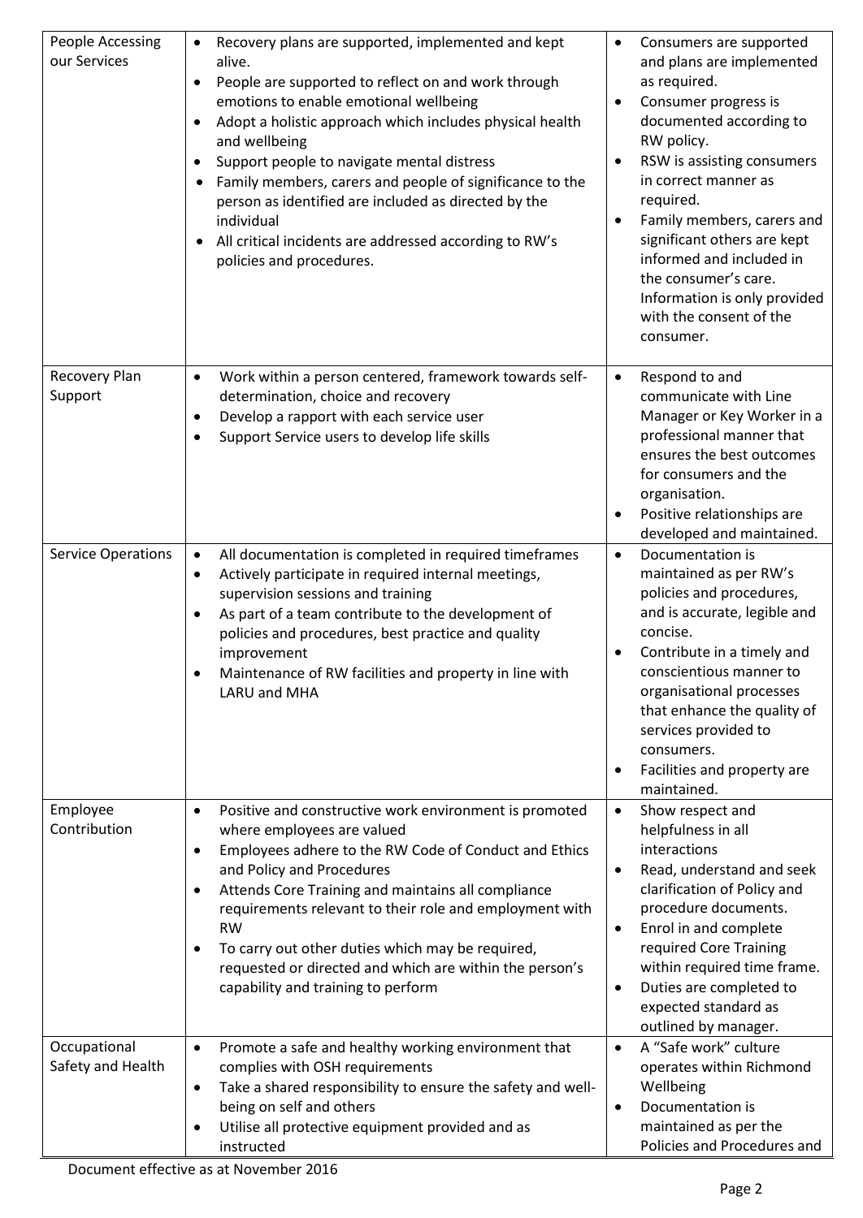| People Accessing our Services | • Recovery plans are supported, implemented and kept alive.<br>• People are supported to reflect on and work through emotions to enable emotional wellbeing<br>• Adopt a holistic approach which includes physical health and wellbeing<br>• Support people to navigate mental distress<br>• Family members, carers and people of significance to the person as identified are included as directed by the individual<br>• All critical incidents are addressed according to RW's policies and procedures. | • Consumers are supported and plans are implemented as required.<br>• Consumer progress is documented according to RW policy.<br>• RSW is assisting consumers in correct manner as required.<br>• Family members, carers and significant others are kept informed and included in the consumer's care. Information is only provided with the consent of the consumer. |
|---|---|---|
| Recovery Plan Support | • Work within a person centered, framework towards self-determination, choice and recovery<br>• Develop a rapport with each service user<br>• Support Service users to develop life skills | • Respond to and communicate with Line Manager or Key Worker in a professional manner that ensures the best outcomes for consumers and the organisation.<br>• Positive relationships are developed and maintained. |
| Service Operations | • All documentation is completed in required timeframes<br>• Actively participate in required internal meetings, supervision sessions and training<br>• As part of a team contribute to the development of policies and procedures, best practice and quality improvement<br>• Maintenance of RW facilities and property in line with LARU and MHA | • Documentation is maintained as per RW's policies and procedures, and is accurate, legible and concise.<br>• Contribute in a timely and conscientious manner to organisational processes that enhance the quality of services provided to consumers.<br>• Facilities and property are maintained. |
| Employee Contribution | • Positive and constructive work environment is promoted where employees are valued<br>• Employees adhere to the RW Code of Conduct and Ethics and Policy and Procedures<br>• Attends Core Training and maintains all compliance requirements relevant to their role and employment with RW<br>• To carry out other duties which may be required, requested or directed and which are within the person's capability and training to perform | • Show respect and helpfulness in all interactions<br>• Read, understand and seek clarification of Policy and procedure documents.<br>• Enrol in and complete required Core Training within required time frame.<br>• Duties are completed to expected standard as outlined by manager. |
| Occupational Safety and Health | • Promote a safe and healthy working environment that complies with OSH requirements<br>• Take a shared responsibility to ensure the safety and well-being on self and others<br>• Utilise all protective equipment provided and as instructed | • A "Safe work" culture operates within Richmond Wellbeing<br>• Documentation is maintained as per the Policies and Procedures and |

Document effective as at November 2016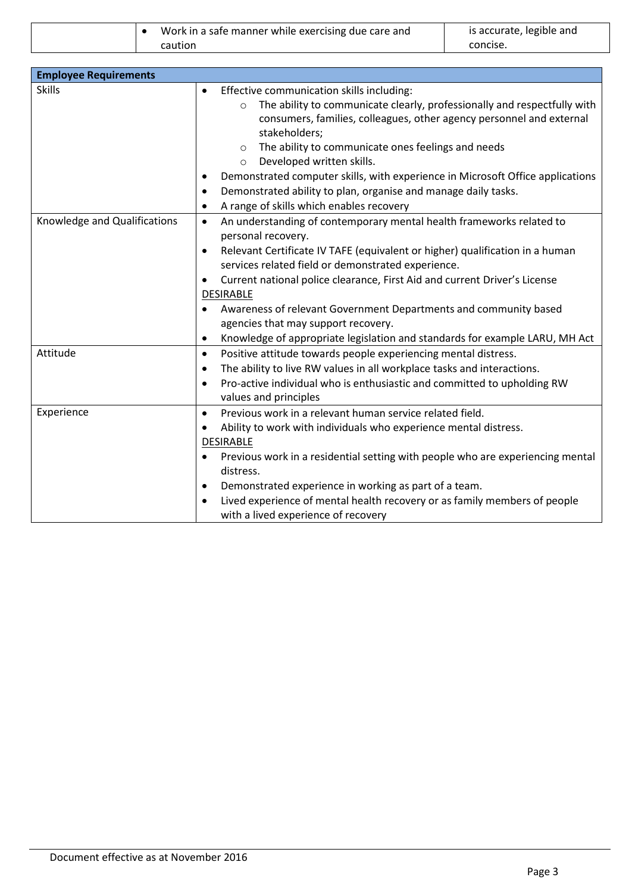| | | |
|---|---|---|
| | • Work in a safe manner while exercising due care and caution | is accurate, legible and concise. |

| Employee Requirements | |
|---|---|
| Skills | • Effective communication skills including:<br>  ○ The ability to communicate clearly, professionally and respectfully with consumers, families, colleagues, other agency personnel and external stakeholders;<br>  ○ The ability to communicate ones feelings and needs<br>  ○ Developed written skills.<br>• Demonstrated computer skills, with experience in Microsoft Office applications<br>• Demonstrated ability to plan, organise and manage daily tasks.<br>• A range of skills which enables recovery |
| Knowledge and Qualifications | • An understanding of contemporary mental health frameworks related to personal recovery.<br>• Relevant Certificate IV TAFE (equivalent or higher) qualification in a human services related field or demonstrated experience.<br>• Current national police clearance, First Aid and current Driver's License<br>DESIRABLE<br>• Awareness of relevant Government Departments and community based agencies that may support recovery.<br>• Knowledge of appropriate legislation and standards for example LARU, MH Act |
| Attitude | • Positive attitude towards people experiencing mental distress.<br>• The ability to live RW values in all workplace tasks and interactions.<br>• Pro-active individual who is enthusiastic and committed to upholding RW values and principles |
| Experience | • Previous work in a relevant human service related field.<br>• Ability to work with individuals who experience mental distress.<br>DESIRABLE<br>• Previous work in a residential setting with people who are experiencing mental distress.<br>• Demonstrated experience in working as part of a team.<br>• Lived experience of mental health recovery or as family members of people with a lived experience of recovery |

Document effective as at November 2016